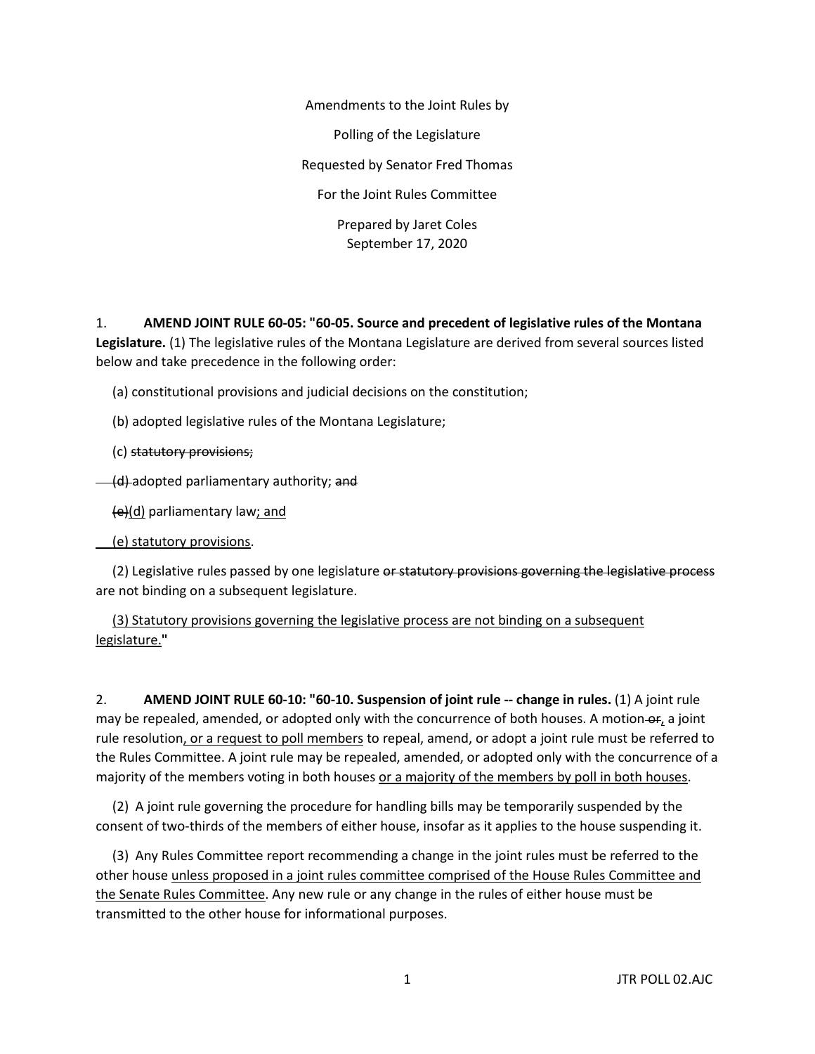Amendments to the Joint Rules by

Polling of the Legislature

Requested by Senator Fred Thomas

For the Joint Rules Committee

Prepared by Jaret Coles
September 17, 2020

1. **AMEND JOINT RULE 60-05: "60-05. Source and precedent of legislative rules of the Montana Legislature.** (1) The legislative rules of the Montana Legislature are derived from several sources listed below and take precedence in the following order:

(a) constitutional provisions and judicial decisions on the constitution;

(b) adopted legislative rules of the Montana Legislature;

(c) ~~statutory provisions;~~

~~(d)~~ adopted parliamentary authority; ~~and~~

~~(e)~~<u>(d)</u> parliamentary law<u>; and</u>

<u>(e) statutory provisions</u>.

(2) Legislative rules passed by one legislature ~~or statutory provisions governing the legislative process~~ are not binding on a subsequent legislature.

<u>(3) Statutory provisions governing the legislative process are not binding on a subsequent legislature.</u>**"**

2. **AMEND JOINT RULE 60-10: "60-10. Suspension of joint rule -- change in rules.** (1) A joint rule may be repealed, amended, or adopted only with the concurrence of both houses. A motion ~~or~~<u>,</u> a joint rule resolution<u>, or a request to poll members</u> to repeal, amend, or adopt a joint rule must be referred to the Rules Committee. A joint rule may be repealed, amended, or adopted only with the concurrence of a majority of the members voting in both houses <u>or a majority of the members by poll in both houses</u>.

(2) A joint rule governing the procedure for handling bills may be temporarily suspended by the consent of two-thirds of the members of either house, insofar as it applies to the house suspending it.

(3) Any Rules Committee report recommending a change in the joint rules must be referred to the other house <u>unless proposed in a joint rules committee comprised of the House Rules Committee and the Senate Rules Committee</u>. Any new rule or any change in the rules of either house must be transmitted to the other house for informational purposes.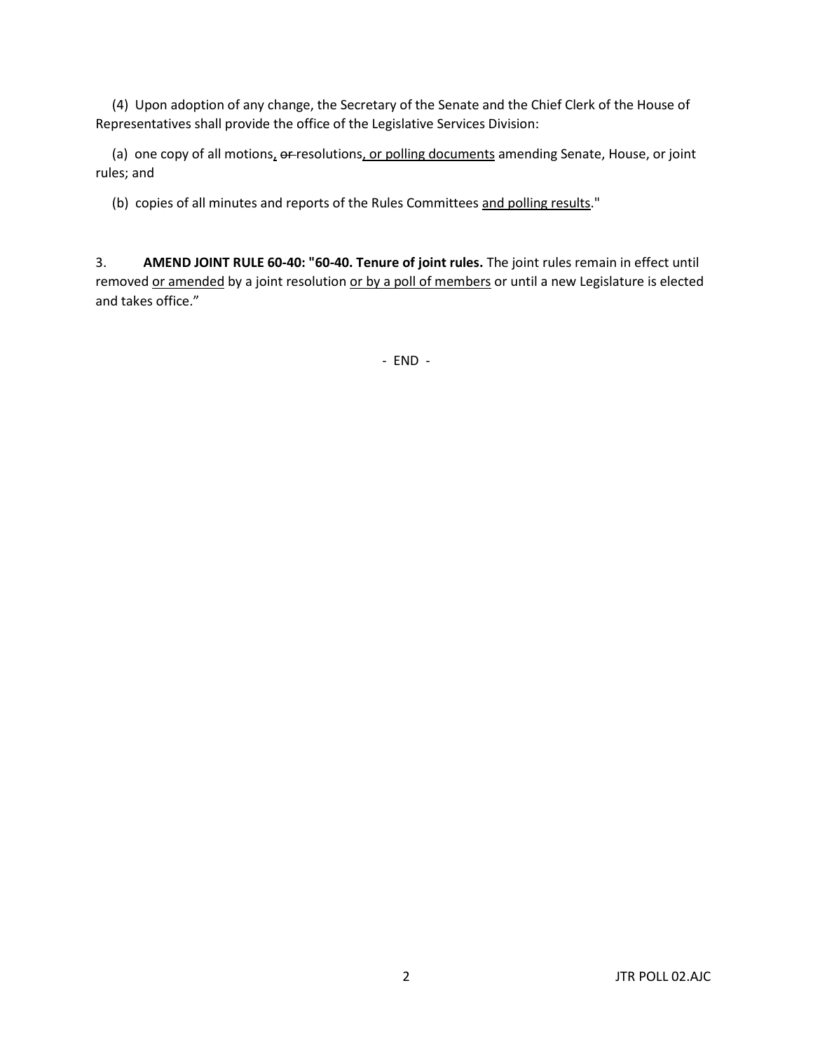(4) Upon adoption of any change, the Secretary of the Senate and the Chief Clerk of the House of Representatives shall provide the office of the Legislative Services Division:

(a) one copy of all motions<u>,</u> ~~or~~ resolutions<u>, or polling documents</u> amending Senate, House, or joint rules; and

(b) copies of all minutes and reports of the Rules Committees <u>and polling results</u>."

3. **AMEND JOINT RULE 60-40: "60-40. Tenure of joint rules.** The joint rules remain in effect until removed <u>or amended</u> by a joint resolution <u>or by a poll of members</u> or until a new Legislature is elected and takes office."

\- END -